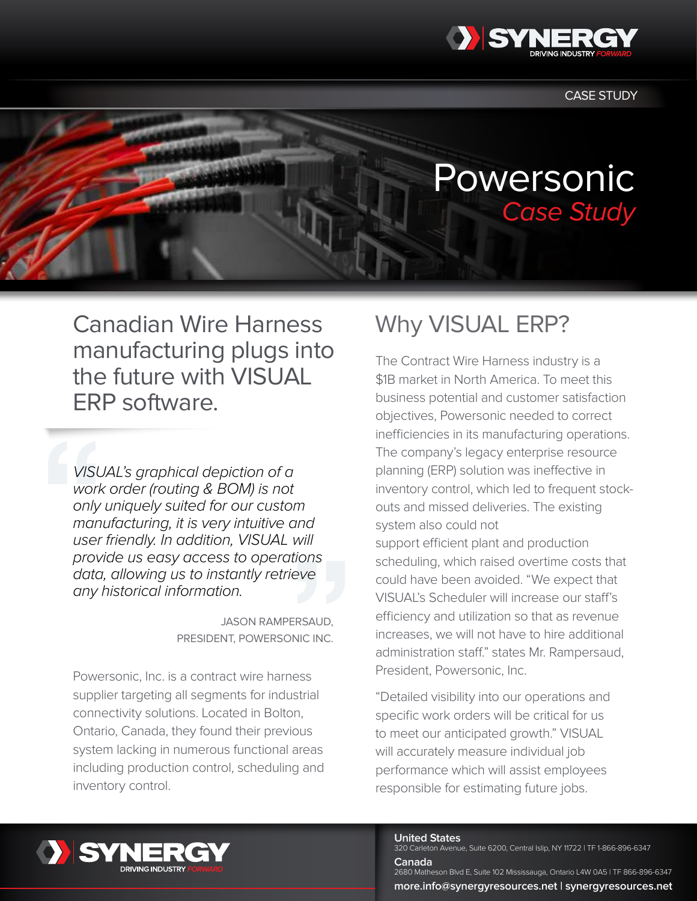CASE STUDY

# Powersonic
## *Case Study*

## Canadian Wire Harness manufacturing plugs into the future with VISUAL ERP software.

> *VISUAL's graphical depiction of a work order (routing & BOM) is not only uniquely suited for our custom manufacturing, it is very intuitive and user friendly. In addition, VISUAL will provide us easy access to operations data, allowing us to instantly retrieve any historical information.*
>
> JASON RAMPERSAUD,
> PRESIDENT, POWERSONIC INC.

Powersonic, Inc. is a contract wire harness supplier targeting all segments for industrial connectivity solutions. Located in Bolton, Ontario, Canada, they found their previous system lacking in numerous functional areas including production control, scheduling and inventory control.

## Why VISUAL ERP?

The Contract Wire Harness industry is a $1B market in North America. To meet this business potential and customer satisfaction objectives, Powersonic needed to correct inefficiencies in its manufacturing operations. The company's legacy enterprise resource planning (ERP) solution was ineffective in inventory control, which led to frequent stock-outs and missed deliveries. The existing system also could not support efficient plant and production scheduling, which raised overtime costs that could have been avoided. "We expect that VISUAL's Scheduler will increase our staff's efficiency and utilization so that as revenue increases, we will not have to hire additional administration staff." states Mr. Rampersaud, President, Powersonic, Inc.

"Detailed visibility into our operations and specific work orders will be critical for us to meet our anticipated growth." VISUAL will accurately measure individual job performance which will assist employees responsible for estimating future jobs.

**United States**
320 Carleton Avenue, Suite 6200, Central Islip, NY 11722 | TF 1-866-896-6347

**Canada**
2680 Matheson Blvd E, Suite 102 Mississauga, Ontario L4W 0A5 | TF 866-896-6347

**more.info@synergyresources.net | synergyresources.net**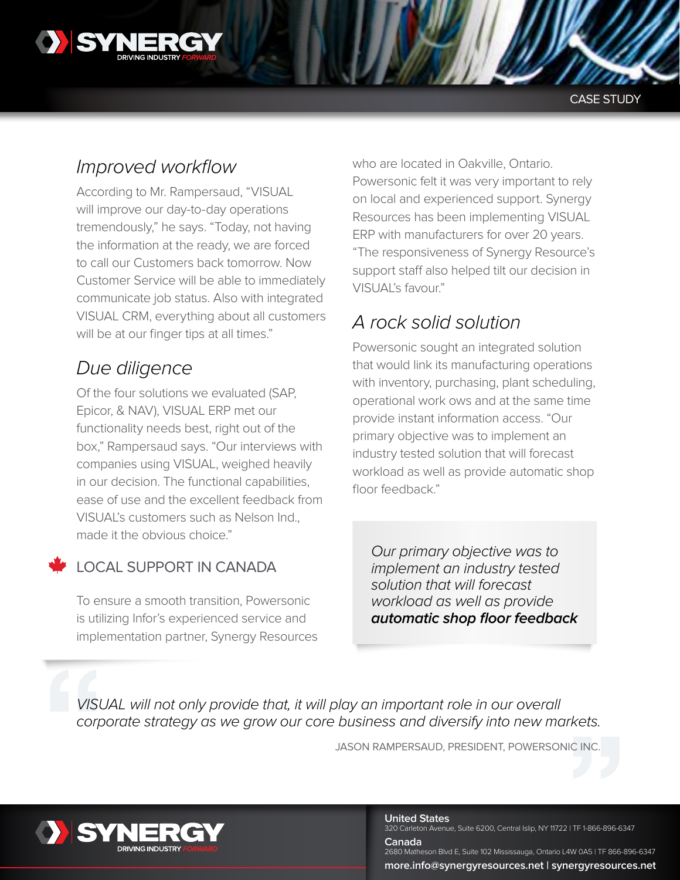## Improved workflow

According to Mr. Rampersaud, "VISUAL will improve our day-to-day operations tremendously," he says. "Today, not having the information at the ready, we are forced to call our Customers back tomorrow. Now Customer Service will be able to immediately communicate job status. Also with integrated VISUAL CRM, everything about all customers will be at our finger tips at all times."

## Due diligence

Of the four solutions we evaluated (SAP, Epicor, & NAV), VISUAL ERP met our functionality needs best, right out of the box," Rampersaud says. "Our interviews with companies using VISUAL, weighed heavily in our decision. The functional capabilities, ease of use and the excellent feedback from VISUAL's customers such as Nelson Ind., made it the obvious choice."

### LOCAL SUPPORT IN CANADA

To ensure a smooth transition, Powersonic is utilizing Infor's experienced service and implementation partner, Synergy Resources who are located in Oakville, Ontario. Powersonic felt it was very important to rely on local and experienced support. Synergy Resources has been implementing VISUAL ERP with manufacturers for over 20 years. "The responsiveness of Synergy Resource's support staff also helped tilt our decision in VISUAL's favour."

## A rock solid solution

Powersonic sought an integrated solution that would link its manufacturing operations with inventory, purchasing, plant scheduling, operational work ows and at the same time provide instant information access. "Our primary objective was to implement an industry tested solution that will forecast workload as well as provide automatic shop floor feedback."

> *Our primary objective was to implement an industry tested solution that will forecast workload as well as provide **automatic shop floor feedback***

> *VISUAL will not only provide that, it will play an important role in our overall corporate strategy as we grow our core business and diversify into new markets.*
>
> JASON RAMPERSAUD, PRESIDENT, POWERSONIC INC.

**United States**
320 Carleton Avenue, Suite 6200, Central Islip, NY 11722 | TF 1-866-896-6347

**Canada**
2680 Matheson Blvd E, Suite 102 Mississauga, Ontario L4W 0A5 | TF 866-896-6347

**more.info@synergyresources.net | synergyresources.net**